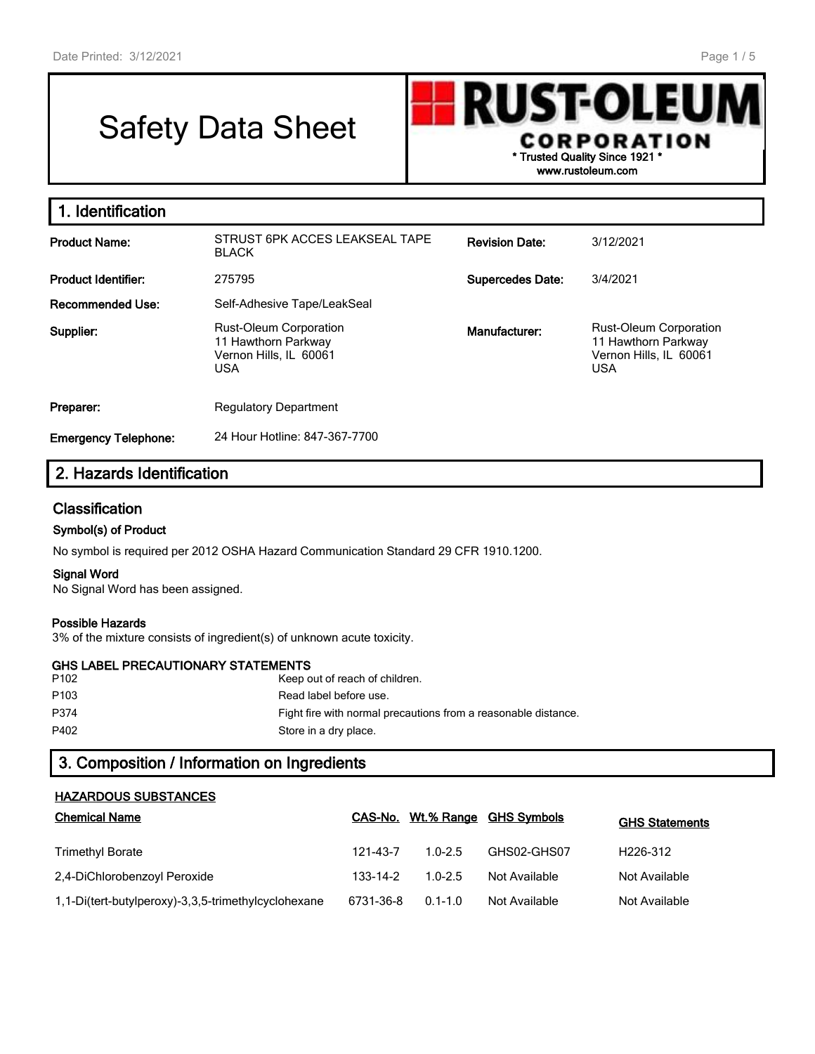# Safety Data Sheet

**RUST-OLEUM CORPORATION**
\* Trusted Quality Since 1921 \*
www.rustoleum.com

## 1. Identification

| | | | |
|---|---|---|---|
| **Product Name:** | STRUST 6PK ACCES LEAKSEAL TAPE BLACK | **Revision Date:** | 3/12/2021 |
| **Product Identifier:** | 275795 | **Supercedes Date:** | 3/4/2021 |
| **Recommended Use:** | Self-Adhesive Tape/LeakSeal | | |
| **Supplier:** | Rust-Oleum Corporation<br>11 Hawthorn Parkway<br>Vernon Hills, IL 60061<br>USA | **Manufacturer:** | Rust-Oleum Corporation<br>11 Hawthorn Parkway<br>Vernon Hills, IL 60061<br>USA |
| **Preparer:** | Regulatory Department | | |
| **Emergency Telephone:** | 24 Hour Hotline: 847-367-7700 | | |

## 2. Hazards Identification

### Classification

#### Symbol(s) of Product

No symbol is required per 2012 OSHA Hazard Communication Standard 29 CFR 1910.1200.

#### Signal Word

No Signal Word has been assigned.

#### Possible Hazards

3% of the mixture consists of ingredient(s) of unknown acute toxicity.

#### GHS LABEL PRECAUTIONARY STATEMENTS

| | |
|---|---|
| P102 | Keep out of reach of children. |
| P103 | Read label before use. |
| P374 | Fight fire with normal precautions from a reasonable distance. |
| P402 | Store in a dry place. |

## 3. Composition / Information on Ingredients

**HAZARDOUS SUBSTANCES**

| Chemical Name | CAS-No. | Wt.% Range | GHS Symbols | GHS Statements |
|---|---|---|---|---|
| Trimethyl Borate | 121-43-7 | 1.0-2.5 | GHS02-GHS07 | H226-312 |
| 2,4-DiChlorobenzoyl Peroxide | 133-14-2 | 1.0-2.5 | Not Available | Not Available |
| 1,1-Di(tert-butylperoxy)-3,3,5-trimethylcyclohexane | 6731-36-8 | 0.1-1.0 | Not Available | Not Available |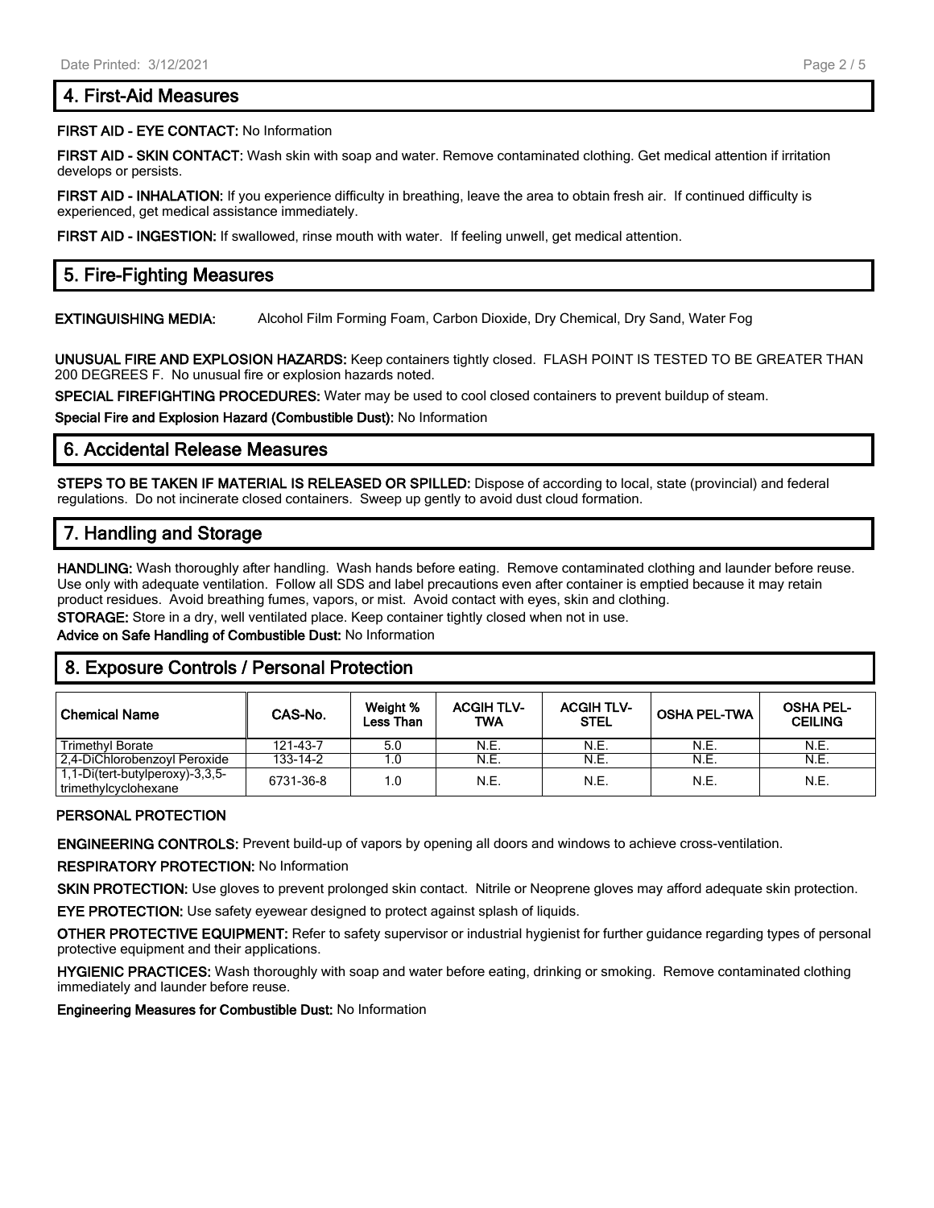## 4. First-Aid Measures

**FIRST AID - EYE CONTACT:** No Information

**FIRST AID - SKIN CONTACT:** Wash skin with soap and water. Remove contaminated clothing. Get medical attention if irritation develops or persists.

**FIRST AID - INHALATION:** If you experience difficulty in breathing, leave the area to obtain fresh air. If continued difficulty is experienced, get medical assistance immediately.

**FIRST AID - INGESTION:** If swallowed, rinse mouth with water. If feeling unwell, get medical attention.

## 5. Fire-Fighting Measures

**EXTINGUISHING MEDIA:** Alcohol Film Forming Foam, Carbon Dioxide, Dry Chemical, Dry Sand, Water Fog

**UNUSUAL FIRE AND EXPLOSION HAZARDS:** Keep containers tightly closed. FLASH POINT IS TESTED TO BE GREATER THAN 200 DEGREES F. No unusual fire or explosion hazards noted.

**SPECIAL FIREFIGHTING PROCEDURES:** Water may be used to cool closed containers to prevent buildup of steam.

**Special Fire and Explosion Hazard (Combustible Dust):** No Information

## 6. Accidental Release Measures

**STEPS TO BE TAKEN IF MATERIAL IS RELEASED OR SPILLED:** Dispose of according to local, state (provincial) and federal regulations. Do not incinerate closed containers. Sweep up gently to avoid dust cloud formation.

## 7. Handling and Storage

**HANDLING:** Wash thoroughly after handling. Wash hands before eating. Remove contaminated clothing and launder before reuse. Use only with adequate ventilation. Follow all SDS and label precautions even after container is emptied because it may retain product residues. Avoid breathing fumes, vapors, or mist. Avoid contact with eyes, skin and clothing.

**STORAGE:** Store in a dry, well ventilated place. Keep container tightly closed when not in use.

**Advice on Safe Handling of Combustible Dust:** No Information

## 8. Exposure Controls / Personal Protection

| Chemical Name | CAS-No. | Weight % Less Than | ACGIH TLV-TWA | ACGIH TLV-STEL | OSHA PEL-TWA | OSHA PEL-CEILING |
|---|---|---|---|---|---|---|
| Trimethyl Borate | 121-43-7 | 5.0 | N.E. | N.E. | N.E. | N.E. |
| 2,4-DiChlorobenzoyl Peroxide | 133-14-2 | 1.0 | N.E. | N.E. | N.E. | N.E. |
| 1,1-Di(tert-butylperoxy)-3,3,5-trimethylcyclohexane | 6731-36-8 | 1.0 | N.E. | N.E. | N.E. | N.E. |

**PERSONAL PROTECTION**

**ENGINEERING CONTROLS:** Prevent build-up of vapors by opening all doors and windows to achieve cross-ventilation.

**RESPIRATORY PROTECTION:** No Information

**SKIN PROTECTION:** Use gloves to prevent prolonged skin contact. Nitrile or Neoprene gloves may afford adequate skin protection.

**EYE PROTECTION:** Use safety eyewear designed to protect against splash of liquids.

**OTHER PROTECTIVE EQUIPMENT:** Refer to safety supervisor or industrial hygienist for further guidance regarding types of personal protective equipment and their applications.

**HYGIENIC PRACTICES:** Wash thoroughly with soap and water before eating, drinking or smoking. Remove contaminated clothing immediately and launder before reuse.

**Engineering Measures for Combustible Dust:** No Information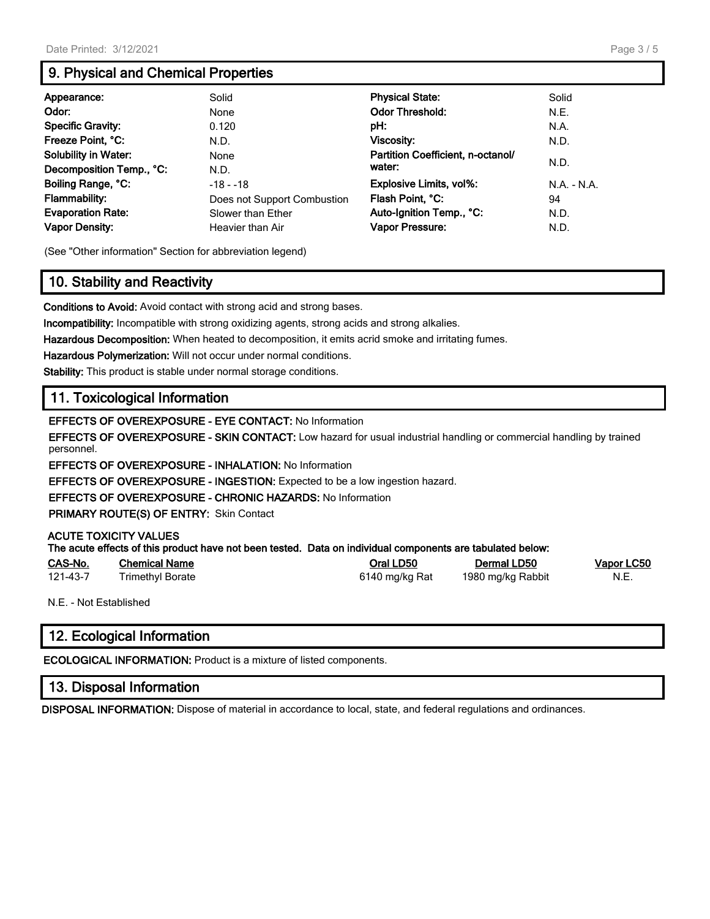## 9. Physical and Chemical Properties

| | | | |
|---|---|---|---|
| **Appearance:** | Solid | **Physical State:** | Solid |
| **Odor:** | None | **Odor Threshold:** | N.E. |
| **Specific Gravity:** | 0.120 | **pH:** | N.A. |
| **Freeze Point, °C:** | N.D. | **Viscosity:** | N.D. |
| **Solubility in Water:** | None | **Partition Coefficient, n-octanol/ water:** | N.D. |
| **Decomposition Temp., °C:** | N.D. | | |
| **Boiling Range, °C:** | -18 - -18 | **Explosive Limits, vol%:** | N.A. - N.A. |
| **Flammability:** | Does not Support Combustion | **Flash Point, °C:** | 94 |
| **Evaporation Rate:** | Slower than Ether | **Auto-Ignition Temp., °C:** | N.D. |
| **Vapor Density:** | Heavier than Air | **Vapor Pressure:** | N.D. |

(See "Other information" Section for abbreviation legend)

## 10. Stability and Reactivity

**Conditions to Avoid:** Avoid contact with strong acid and strong bases.

**Incompatibility:** Incompatible with strong oxidizing agents, strong acids and strong alkalies.

**Hazardous Decomposition:** When heated to decomposition, it emits acrid smoke and irritating fumes.

**Hazardous Polymerization:** Will not occur under normal conditions.

**Stability:** This product is stable under normal storage conditions.

## 11. Toxicological Information

**EFFECTS OF OVEREXPOSURE - EYE CONTACT:** No Information

**EFFECTS OF OVEREXPOSURE - SKIN CONTACT:** Low hazard for usual industrial handling or commercial handling by trained personnel.

**EFFECTS OF OVEREXPOSURE - INHALATION:** No Information

**EFFECTS OF OVEREXPOSURE - INGESTION:** Expected to be a low ingestion hazard.

**EFFECTS OF OVEREXPOSURE - CHRONIC HAZARDS:** No Information

**PRIMARY ROUTE(S) OF ENTRY:** Skin Contact

**ACUTE TOXICITY VALUES**
**The acute effects of this product have not been tested. Data on individual components are tabulated below:**

| CAS-No. | Chemical Name | Oral LD50 | Dermal LD50 | Vapor LC50 |
|---|---|---|---|---|
| 121-43-7 | Trimethyl Borate | 6140 mg/kg Rat | 1980 mg/kg Rabbit | N.E. |

N.E. - Not Established

## 12. Ecological Information

**ECOLOGICAL INFORMATION:** Product is a mixture of listed components.

## 13. Disposal Information

**DISPOSAL INFORMATION:** Dispose of material in accordance to local, state, and federal regulations and ordinances.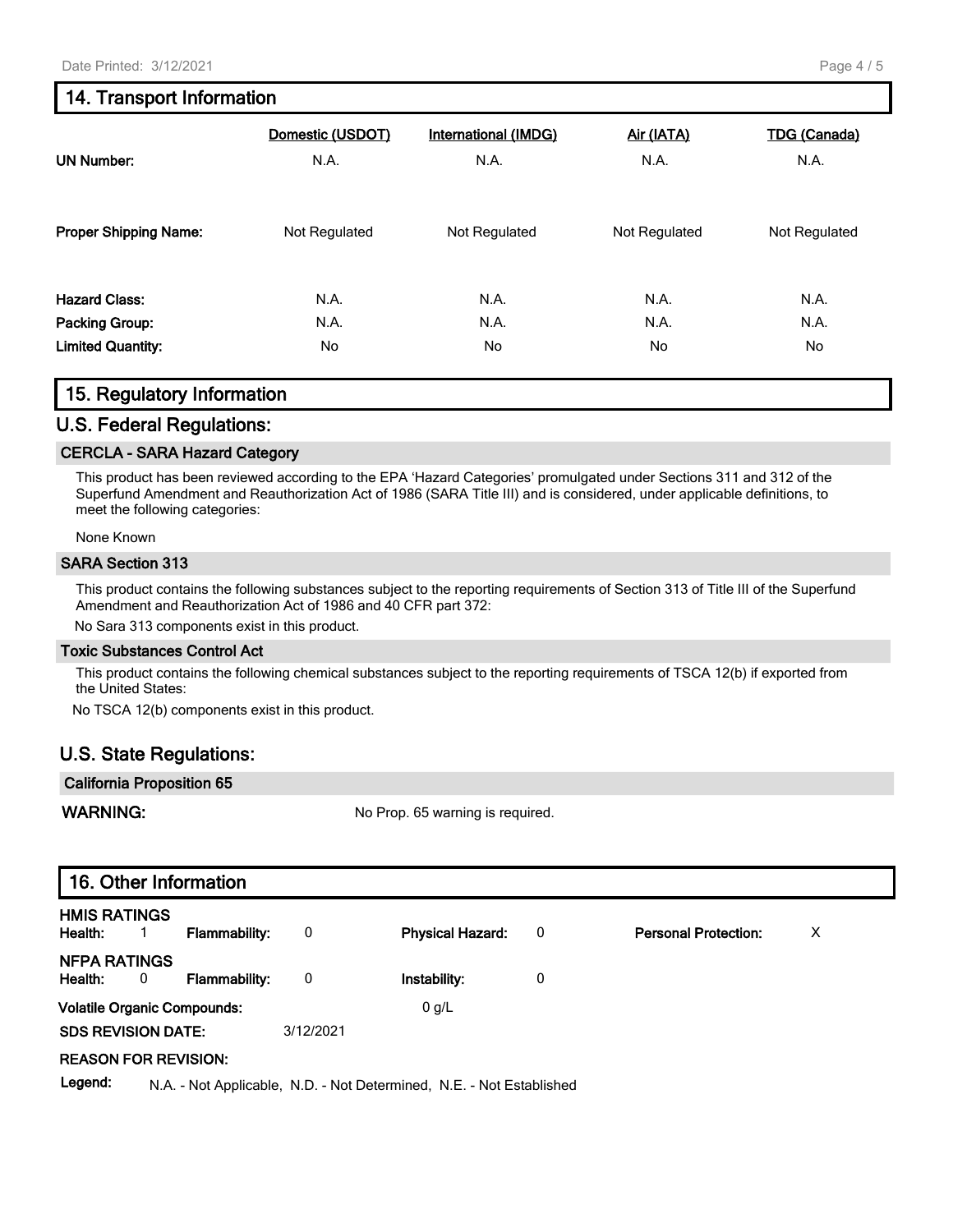## 14. Transport Information

| | Domestic (USDOT) | International (IMDG) | Air (IATA) | TDG (Canada) |
|---|---|---|---|---|
| **UN Number:** | N.A. | N.A. | N.A. | N.A. |
| **Proper Shipping Name:** | Not Regulated | Not Regulated | Not Regulated | Not Regulated |
| **Hazard Class:** | N.A. | N.A. | N.A. | N.A. |
| **Packing Group:** | N.A. | N.A. | N.A. | N.A. |
| **Limited Quantity:** | No | No | No | No |

## 15. Regulatory Information

### U.S. Federal Regulations:

**CERCLA - SARA Hazard Category**

This product has been reviewed according to the EPA 'Hazard Categories' promulgated under Sections 311 and 312 of the Superfund Amendment and Reauthorization Act of 1986 (SARA Title III) and is considered, under applicable definitions, to meet the following categories:

None Known

**SARA Section 313**

This product contains the following substances subject to the reporting requirements of Section 313 of Title III of the Superfund Amendment and Reauthorization Act of 1986 and 40 CFR part 372:

No Sara 313 components exist in this product.

**Toxic Substances Control Act**

This product contains the following chemical substances subject to the reporting requirements of TSCA 12(b) if exported from the United States:

No TSCA 12(b) components exist in this product.

### U.S. State Regulations:

**California Proposition 65**

**WARNING:** No Prop. 65 warning is required.

## 16. Other Information

**HMIS RATINGS**

**Health:** 1 **Flammability:** 0 **Physical Hazard:** 0 **Personal Protection:** X

**NFPA RATINGS**

**Health:** 0 **Flammability:** 0 **Instability:** 0

**Volatile Organic Compounds:** 0 g/L

**SDS REVISION DATE:** 3/12/2021

**REASON FOR REVISION:**

**Legend:** N.A. - Not Applicable, N.D. - Not Determined, N.E. - Not Established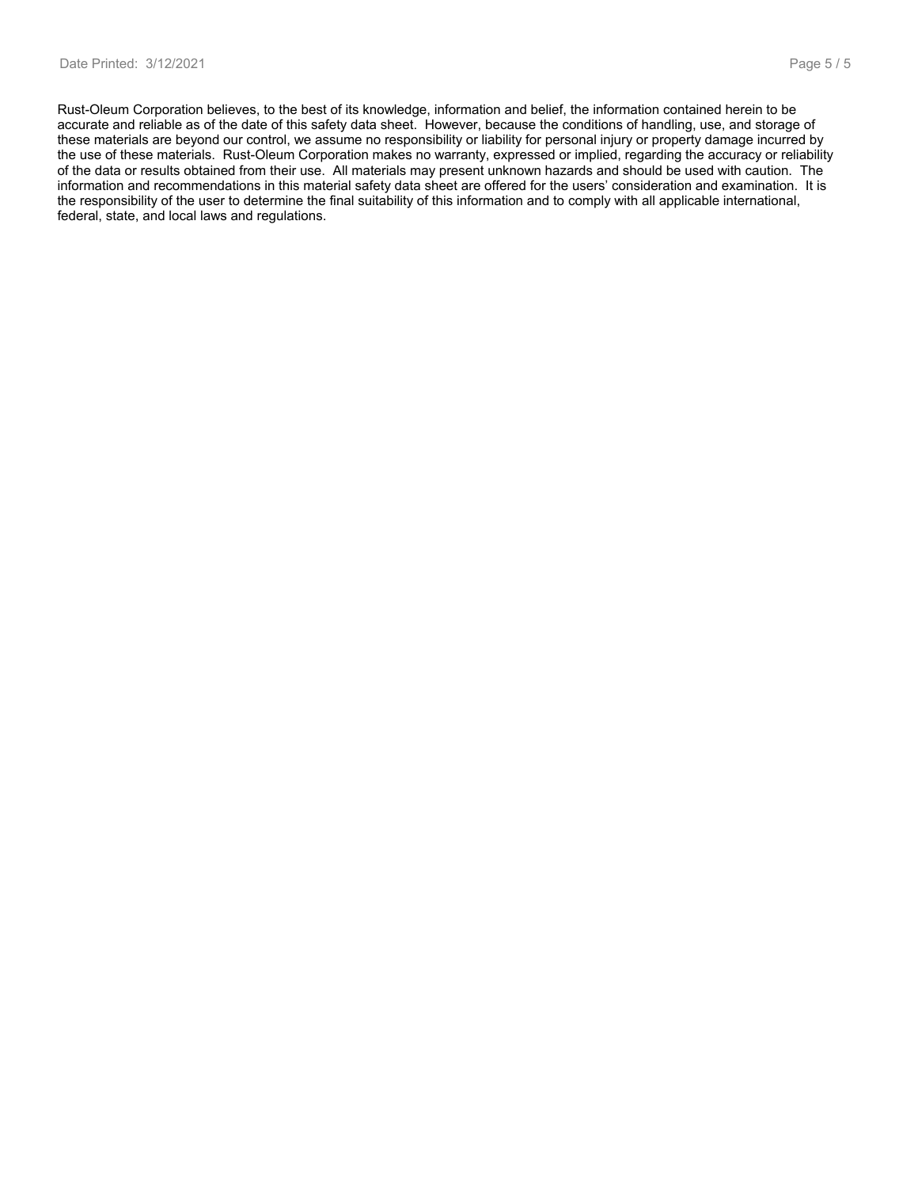Rust-Oleum Corporation believes, to the best of its knowledge, information and belief, the information contained herein to be accurate and reliable as of the date of this safety data sheet. However, because the conditions of handling, use, and storage of these materials are beyond our control, we assume no responsibility or liability for personal injury or property damage incurred by the use of these materials. Rust-Oleum Corporation makes no warranty, expressed or implied, regarding the accuracy or reliability of the data or results obtained from their use. All materials may present unknown hazards and should be used with caution. The information and recommendations in this material safety data sheet are offered for the users' consideration and examination. It is the responsibility of the user to determine the final suitability of this information and to comply with all applicable international, federal, state, and local laws and regulations.